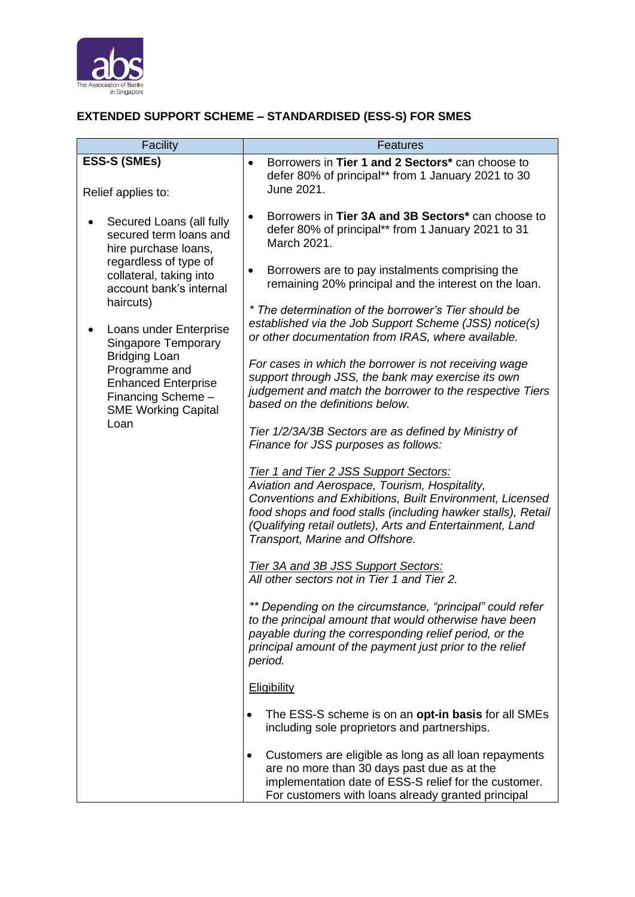## EXTENDED SUPPORT SCHEME – STANDARDISED (ESS-S) FOR SMES

| Facility | Features |
|---|---|
| **ESS-S (SMEs)**<br><br>Relief applies to:<br><br>• Secured Loans (all fully secured term loans and hire purchase loans, regardless of type of collateral, taking into account bank's internal haircuts)<br><br>• Loans under Enterprise Singapore Temporary Bridging Loan Programme and Enhanced Enterprise Financing Scheme – SME Working Capital Loan | • Borrowers in **Tier 1 and 2 Sectors*** can choose to defer 80% of principal** from 1 January 2021 to 30 June 2021.<br><br>• Borrowers in **Tier 3A and 3B Sectors*** can choose to defer 80% of principal** from 1 January 2021 to 31 March 2021.<br><br>• Borrowers are to pay instalments comprising the remaining 20% principal and the interest on the loan.<br><br>*\* The determination of the borrower's Tier should be established via the Job Support Scheme (JSS) notice(s) or other documentation from IRAS, where available.*<br><br>*For cases in which the borrower is not receiving wage support through JSS, the bank may exercise its own judgement and match the borrower to the respective Tiers based on the definitions below.*<br><br>*Tier 1/2/3A/3B Sectors are as defined by Ministry of Finance for JSS purposes as follows:*<br><br>*<u>Tier 1 and Tier 2 JSS Support Sectors:</u>*<br>*Aviation and Aerospace, Tourism, Hospitality, Conventions and Exhibitions, Built Environment, Licensed food shops and food stalls (including hawker stalls), Retail (Qualifying retail outlets), Arts and Entertainment, Land Transport, Marine and Offshore.*<br><br>*<u>Tier 3A and 3B JSS Support Sectors:</u>*<br>*All other sectors not in Tier 1 and Tier 2.*<br><br>*\*\* Depending on the circumstance, "principal" could refer to the principal amount that would otherwise have been payable during the corresponding relief period, or the principal amount of the payment just prior to the relief period.*<br><br><u>Eligibility</u><br><br>• The ESS-S scheme is on an **opt-in basis** for all SMEs including sole proprietors and partnerships.<br><br>• Customers are eligible as long as all loan repayments are no more than 30 days past due as at the implementation date of ESS-S relief for the customer. For customers with loans already granted principal |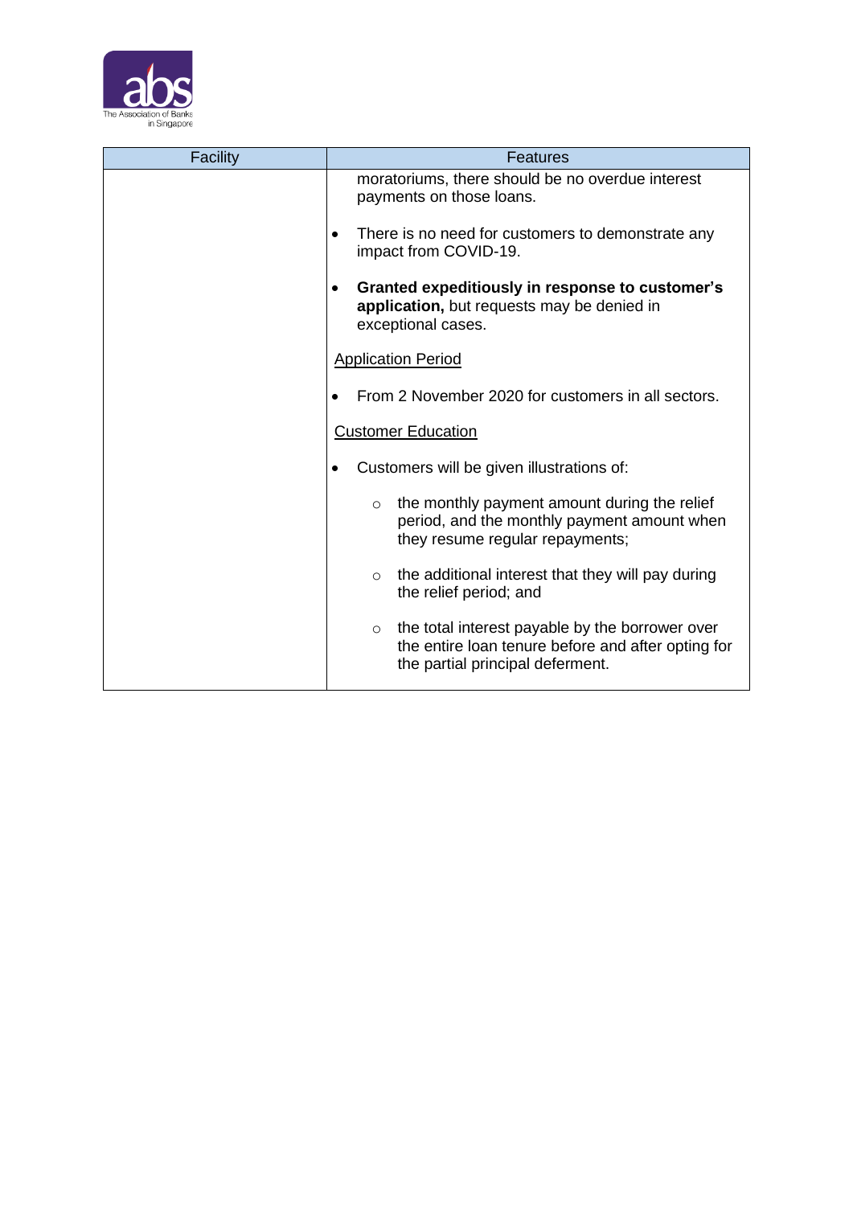| Facility | Features |
| --- | --- |
| | moratoriums, there should be no overdue interest payments on those loans.<br><br>• There is no need for customers to demonstrate any impact from COVID-19.<br><br>• **Granted expeditiously in response to customer's application,** but requests may be denied in exceptional cases.<br><br><u>Application Period</u><br><br>• From 2 November 2020 for customers in all sectors.<br><br><u>Customer Education</u><br><br>• Customers will be given illustrations of:<br><br>  ○ the monthly payment amount during the relief period, and the monthly payment amount when they resume regular repayments;<br><br>  ○ the additional interest that they will pay during the relief period; and<br><br>  ○ the total interest payable by the borrower over the entire loan tenure before and after opting for the partial principal deferment. |